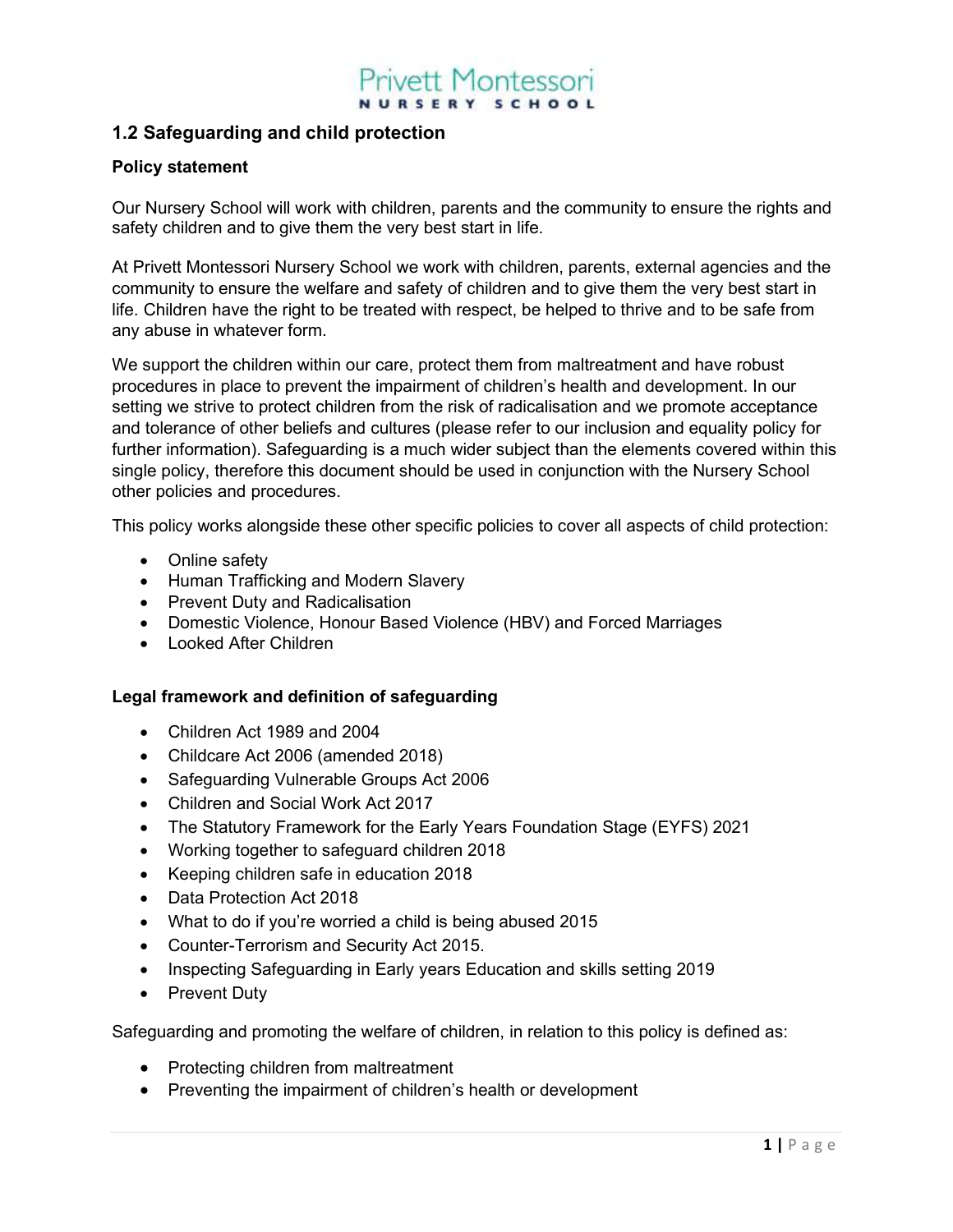Privett Montessori

NURSERY SCHOOL

## 1.2 Safeguarding and child protection

### Policy statement

Our Nursery School will work with children, parents and the community to ensure the rights and safety children and to give them the very best start in life.

At Privett Montessori Nursery School we work with children, parents, external agencies and the community to ensure the welfare and safety of children and to give them the very best start in life. Children have the right to be treated with respect, be helped to thrive and to be safe from any abuse in whatever form.

We support the children within our care, protect them from maltreatment and have robust procedures in place to prevent the impairment of children's health and development. In our setting we strive to protect children from the risk of radicalisation and we promote acceptance and tolerance of other beliefs and cultures (please refer to our inclusion and equality policy for further information). Safeguarding is a much wider subject than the elements covered within this single policy, therefore this document should be used in conjunction with the Nursery School other policies and procedures.

This policy works alongside these other specific policies to cover all aspects of child protection:

- Online safety
- Human Trafficking and Modern Slavery
- Prevent Duty and Radicalisation
- Domestic Violence, Honour Based Violence (HBV) and Forced Marriages
- Looked After Children

### Legal framework and definition of safeguarding

- Children Act 1989 and 2004
- Childcare Act 2006 (amended 2018)
- Safeguarding Vulnerable Groups Act 2006
- Children and Social Work Act 2017
- The Statutory Framework for the Early Years Foundation Stage (EYFS) 2021
- Working together to safeguard children 2018
- Keeping children safe in education 2018
- Data Protection Act 2018
- What to do if you're worried a child is being abused 2015
- Counter-Terrorism and Security Act 2015.
- Inspecting Safeguarding in Early years Education and skills setting 2019
- Prevent Duty

Safeguarding and promoting the welfare of children, in relation to this policy is defined as:

- Protecting children from maltreatment
- Preventing the impairment of children's health or development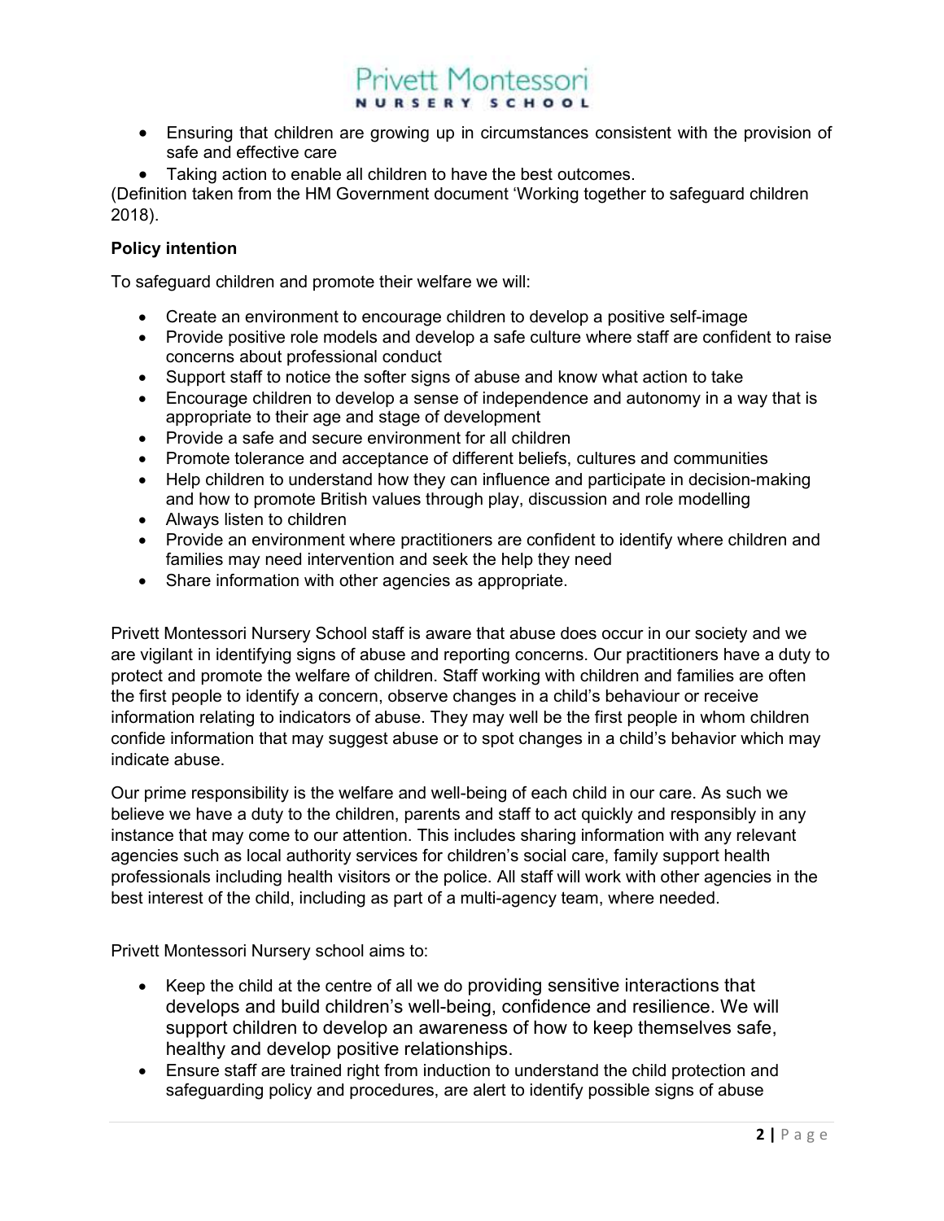- Ensuring that children are growing up in circumstances consistent with the provision of safe and effective care
- Taking action to enable all children to have the best outcomes.

(Definition taken from the HM Government document 'Working together to safeguard children 2018).

**Policy intention**

To safeguard children and promote their welfare we will:

- Create an environment to encourage children to develop a positive self-image
- Provide positive role models and develop a safe culture where staff are confident to raise concerns about professional conduct
- Support staff to notice the softer signs of abuse and know what action to take
- Encourage children to develop a sense of independence and autonomy in a way that is appropriate to their age and stage of development
- Provide a safe and secure environment for all children
- Promote tolerance and acceptance of different beliefs, cultures and communities
- Help children to understand how they can influence and participate in decision-making and how to promote British values through play, discussion and role modelling
- Always listen to children
- Provide an environment where practitioners are confident to identify where children and families may need intervention and seek the help they need
- Share information with other agencies as appropriate.

Privett Montessori Nursery School staff is aware that abuse does occur in our society and we are vigilant in identifying signs of abuse and reporting concerns. Our practitioners have a duty to protect and promote the welfare of children. Staff working with children and families are often the first people to identify a concern, observe changes in a child's behaviour or receive information relating to indicators of abuse. They may well be the first people in whom children confide information that may suggest abuse or to spot changes in a child's behavior which may indicate abuse.

Our prime responsibility is the welfare and well-being of each child in our care. As such we believe we have a duty to the children, parents and staff to act quickly and responsibly in any instance that may come to our attention. This includes sharing information with any relevant agencies such as local authority services for children's social care, family support health professionals including health visitors or the police. All staff will work with other agencies in the best interest of the child, including as part of a multi-agency team, where needed.

Privett Montessori Nursery school aims to:

- Keep the child at the centre of all we do providing sensitive interactions that develops and build children's well-being, confidence and resilience. We will support children to develop an awareness of how to keep themselves safe, healthy and develop positive relationships.
- Ensure staff are trained right from induction to understand the child protection and safeguarding policy and procedures, are alert to identify possible signs of abuse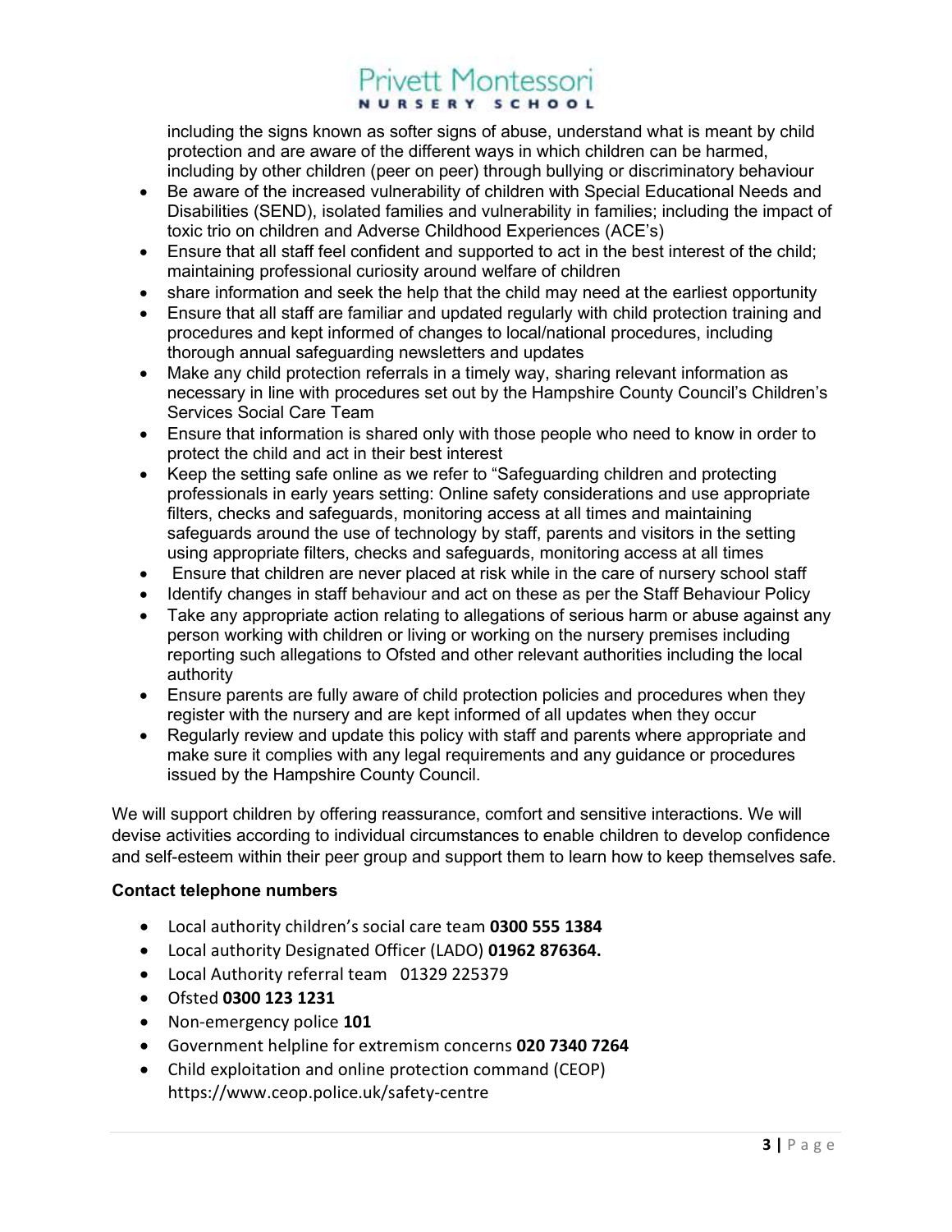including the signs known as softer signs of abuse, understand what is meant by child protection and are aware of the different ways in which children can be harmed, including by other children (peer on peer) through bullying or discriminatory behaviour

- Be aware of the increased vulnerability of children with Special Educational Needs and Disabilities (SEND), isolated families and vulnerability in families; including the impact of toxic trio on children and Adverse Childhood Experiences (ACE's)
- Ensure that all staff feel confident and supported to act in the best interest of the child; maintaining professional curiosity around welfare of children
- share information and seek the help that the child may need at the earliest opportunity
- Ensure that all staff are familiar and updated regularly with child protection training and procedures and kept informed of changes to local/national procedures, including thorough annual safeguarding newsletters and updates
- Make any child protection referrals in a timely way, sharing relevant information as necessary in line with procedures set out by the Hampshire County Council's Children's Services Social Care Team
- Ensure that information is shared only with those people who need to know in order to protect the child and act in their best interest
- Keep the setting safe online as we refer to "Safeguarding children and protecting professionals in early years setting: Online safety considerations and use appropriate filters, checks and safeguards, monitoring access at all times and maintaining safeguards around the use of technology by staff, parents and visitors in the setting using appropriate filters, checks and safeguards, monitoring access at all times
- Ensure that children are never placed at risk while in the care of nursery school staff
- Identify changes in staff behaviour and act on these as per the Staff Behaviour Policy
- Take any appropriate action relating to allegations of serious harm or abuse against any person working with children or living or working on the nursery premises including reporting such allegations to Ofsted and other relevant authorities including the local authority
- Ensure parents are fully aware of child protection policies and procedures when they register with the nursery and are kept informed of all updates when they occur
- Regularly review and update this policy with staff and parents where appropriate and make sure it complies with any legal requirements and any guidance or procedures issued by the Hampshire County Council.

We will support children by offering reassurance, comfort and sensitive interactions. We will devise activities according to individual circumstances to enable children to develop confidence and self-esteem within their peer group and support them to learn how to keep themselves safe.

**Contact telephone numbers**

- Local authority children's social care team **0300 555 1384**
- Local authority Designated Officer (LADO) **01962 876364.**
- Local Authority referral team 01329 225379
- Ofsted **0300 123 1231**
- Non-emergency police **101**
- Government helpline for extremism concerns **020 7340 7264**
- Child exploitation and online protection command (CEOP) https://www.ceop.police.uk/safety-centre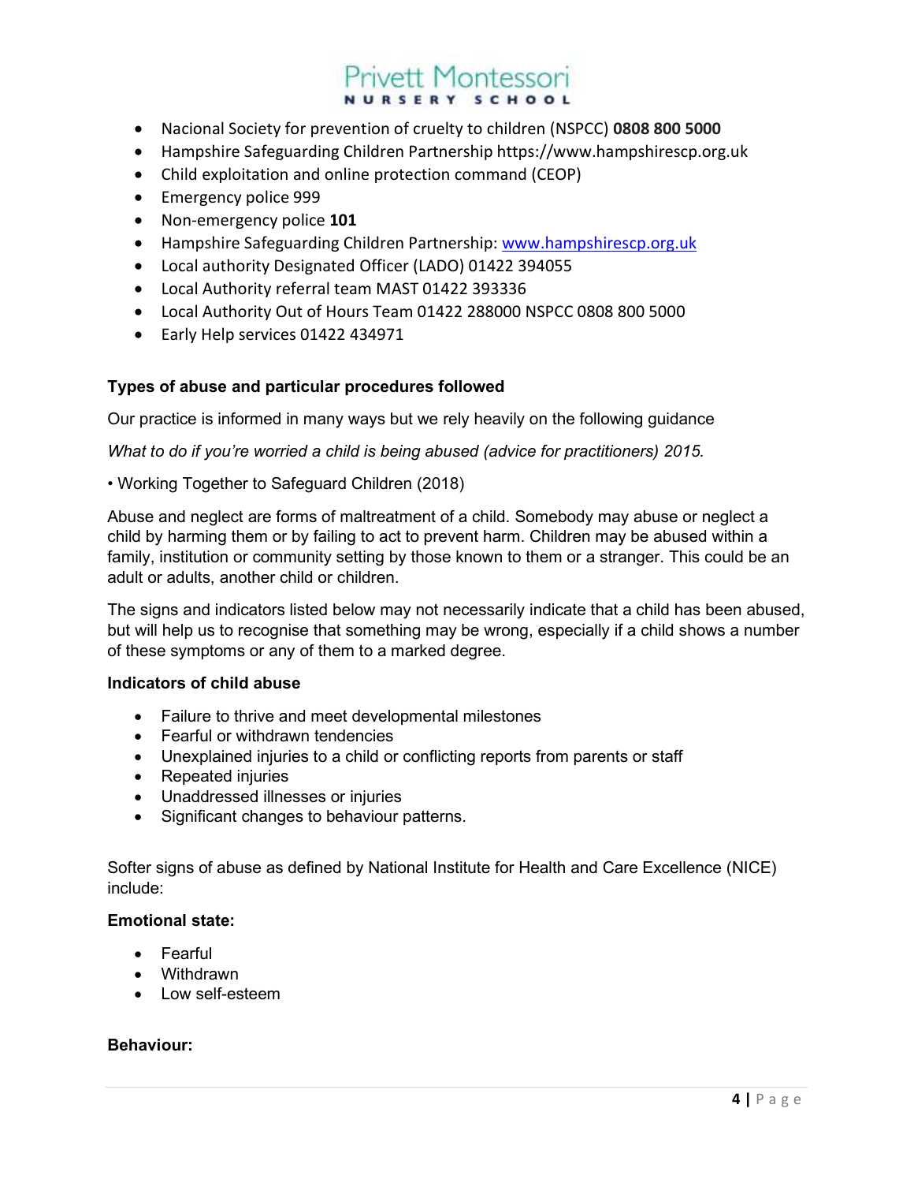- Nacional Society for prevention of cruelty to children (NSPCC) **0808 800 5000**
- Hampshire Safeguarding Children Partnership https://www.hampshirescp.org.uk
- Child exploitation and online protection command (CEOP)
- Emergency police 999
- Non-emergency police **101**
- Hampshire Safeguarding Children Partnership: [www.hampshirescp.org.uk](www.hampshirescp.org.uk)
- Local authority Designated Officer (LADO) 01422 394055
- Local Authority referral team MAST 01422 393336
- Local Authority Out of Hours Team 01422 288000 NSPCC 0808 800 5000
- Early Help services 01422 434971

**Types of abuse and particular procedures followed**

Our practice is informed in many ways but we rely heavily on the following guidance

*What to do if you're worried a child is being abused (advice for practitioners) 2015.*

• Working Together to Safeguard Children (2018)

Abuse and neglect are forms of maltreatment of a child. Somebody may abuse or neglect a child by harming them or by failing to act to prevent harm. Children may be abused within a family, institution or community setting by those known to them or a stranger. This could be an adult or adults, another child or children.

The signs and indicators listed below may not necessarily indicate that a child has been abused, but will help us to recognise that something may be wrong, especially if a child shows a number of these symptoms or any of them to a marked degree.

**Indicators of child abuse**

- Failure to thrive and meet developmental milestones
- Fearful or withdrawn tendencies
- Unexplained injuries to a child or conflicting reports from parents or staff
- Repeated injuries
- Unaddressed illnesses or injuries
- Significant changes to behaviour patterns.

Softer signs of abuse as defined by National Institute for Health and Care Excellence (NICE) include:

**Emotional state:**

- Fearful
- Withdrawn
- Low self-esteem

**Behaviour:**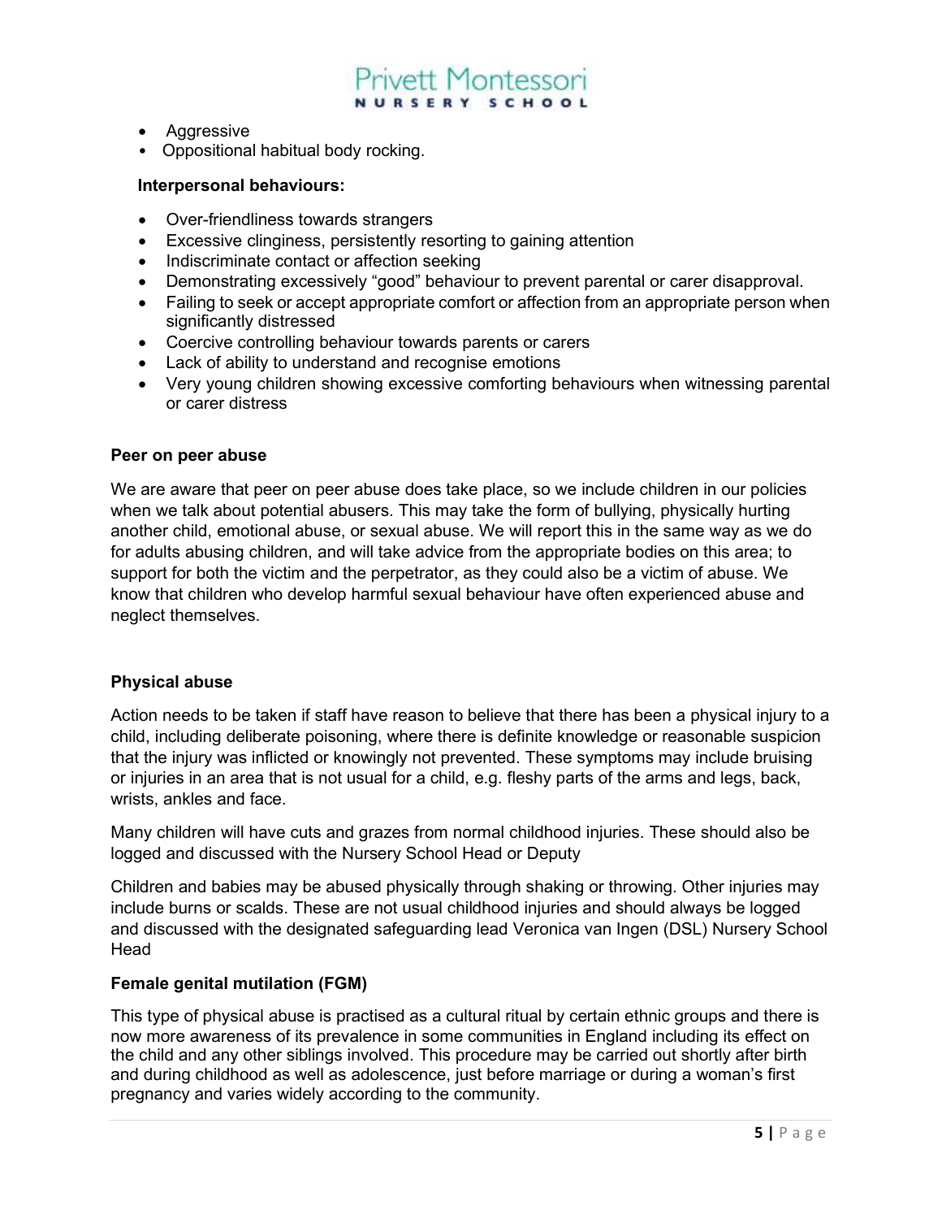- Aggressive
- Oppositional habitual body rocking.

**Interpersonal behaviours:**

- Over-friendliness towards strangers
- Excessive clinginess, persistently resorting to gaining attention
- Indiscriminate contact or affection seeking
- Demonstrating excessively "good" behaviour to prevent parental or carer disapproval.
- Failing to seek or accept appropriate comfort or affection from an appropriate person when significantly distressed
- Coercive controlling behaviour towards parents or carers
- Lack of ability to understand and recognise emotions
- Very young children showing excessive comforting behaviours when witnessing parental or carer distress

**Peer on peer abuse**

We are aware that peer on peer abuse does take place, so we include children in our policies when we talk about potential abusers. This may take the form of bullying, physically hurting another child, emotional abuse, or sexual abuse. We will report this in the same way as we do for adults abusing children, and will take advice from the appropriate bodies on this area; to support for both the victim and the perpetrator, as they could also be a victim of abuse. We know that children who develop harmful sexual behaviour have often experienced abuse and neglect themselves.

**Physical abuse**

Action needs to be taken if staff have reason to believe that there has been a physical injury to a child, including deliberate poisoning, where there is definite knowledge or reasonable suspicion that the injury was inflicted or knowingly not prevented. These symptoms may include bruising or injuries in an area that is not usual for a child, e.g. fleshy parts of the arms and legs, back, wrists, ankles and face.

Many children will have cuts and grazes from normal childhood injuries. These should also be logged and discussed with the Nursery School Head or Deputy

Children and babies may be abused physically through shaking or throwing. Other injuries may include burns or scalds. These are not usual childhood injuries and should always be logged and discussed with the designated safeguarding lead Veronica van Ingen (DSL) Nursery School Head

**Female genital mutilation (FGM)**

This type of physical abuse is practised as a cultural ritual by certain ethnic groups and there is now more awareness of its prevalence in some communities in England including its effect on the child and any other siblings involved. This procedure may be carried out shortly after birth and during childhood as well as adolescence, just before marriage or during a woman's first pregnancy and varies widely according to the community.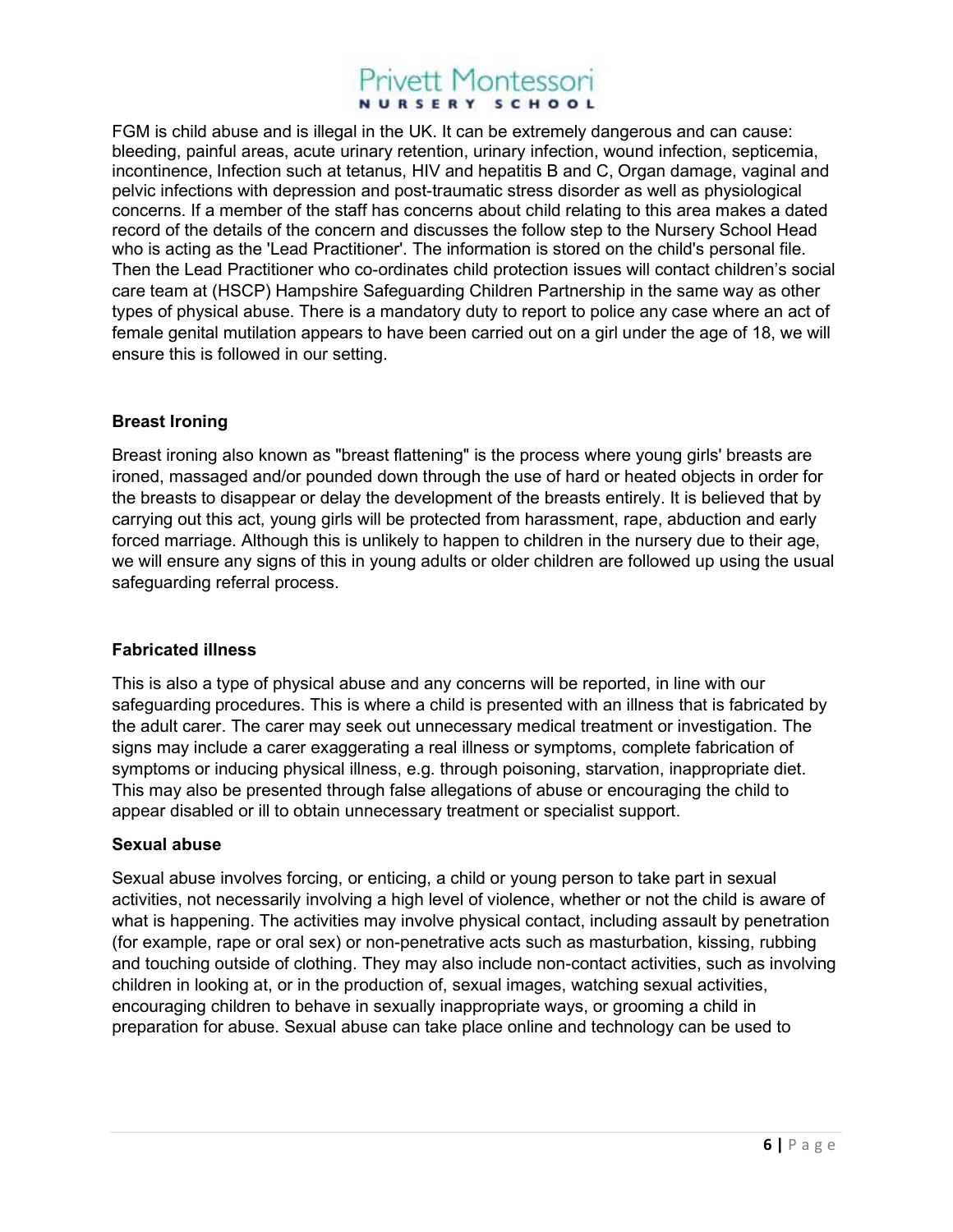FGM is child abuse and is illegal in the UK. It can be extremely dangerous and can cause: bleeding, painful areas, acute urinary retention, urinary infection, wound infection, septicemia, incontinence, Infection such at tetanus, HIV and hepatitis B and C, Organ damage, vaginal and pelvic infections with depression and post-traumatic stress disorder as well as physiological concerns. If a member of the staff has concerns about child relating to this area makes a dated record of the details of the concern and discusses the follow step to the Nursery School Head who is acting as the 'Lead Practitioner'. The information is stored on the child's personal file. Then the Lead Practitioner who co-ordinates child protection issues will contact children's social care team at (HSCP) Hampshire Safeguarding Children Partnership in the same way as other types of physical abuse. There is a mandatory duty to report to police any case where an act of female genital mutilation appears to have been carried out on a girl under the age of 18, we will ensure this is followed in our setting.

**Breast Ironing**

Breast ironing also known as "breast flattening" is the process where young girls' breasts are ironed, massaged and/or pounded down through the use of hard or heated objects in order for the breasts to disappear or delay the development of the breasts entirely. It is believed that by carrying out this act, young girls will be protected from harassment, rape, abduction and early forced marriage. Although this is unlikely to happen to children in the nursery due to their age, we will ensure any signs of this in young adults or older children are followed up using the usual safeguarding referral process.

**Fabricated illness**

This is also a type of physical abuse and any concerns will be reported, in line with our safeguarding procedures. This is where a child is presented with an illness that is fabricated by the adult carer. The carer may seek out unnecessary medical treatment or investigation. The signs may include a carer exaggerating a real illness or symptoms, complete fabrication of symptoms or inducing physical illness, e.g. through poisoning, starvation, inappropriate diet. This may also be presented through false allegations of abuse or encouraging the child to appear disabled or ill to obtain unnecessary treatment or specialist support.

**Sexual abuse**

Sexual abuse involves forcing, or enticing, a child or young person to take part in sexual activities, not necessarily involving a high level of violence, whether or not the child is aware of what is happening. The activities may involve physical contact, including assault by penetration (for example, rape or oral sex) or non-penetrative acts such as masturbation, kissing, rubbing and touching outside of clothing. They may also include non-contact activities, such as involving children in looking at, or in the production of, sexual images, watching sexual activities, encouraging children to behave in sexually inappropriate ways, or grooming a child in preparation for abuse. Sexual abuse can take place online and technology can be used to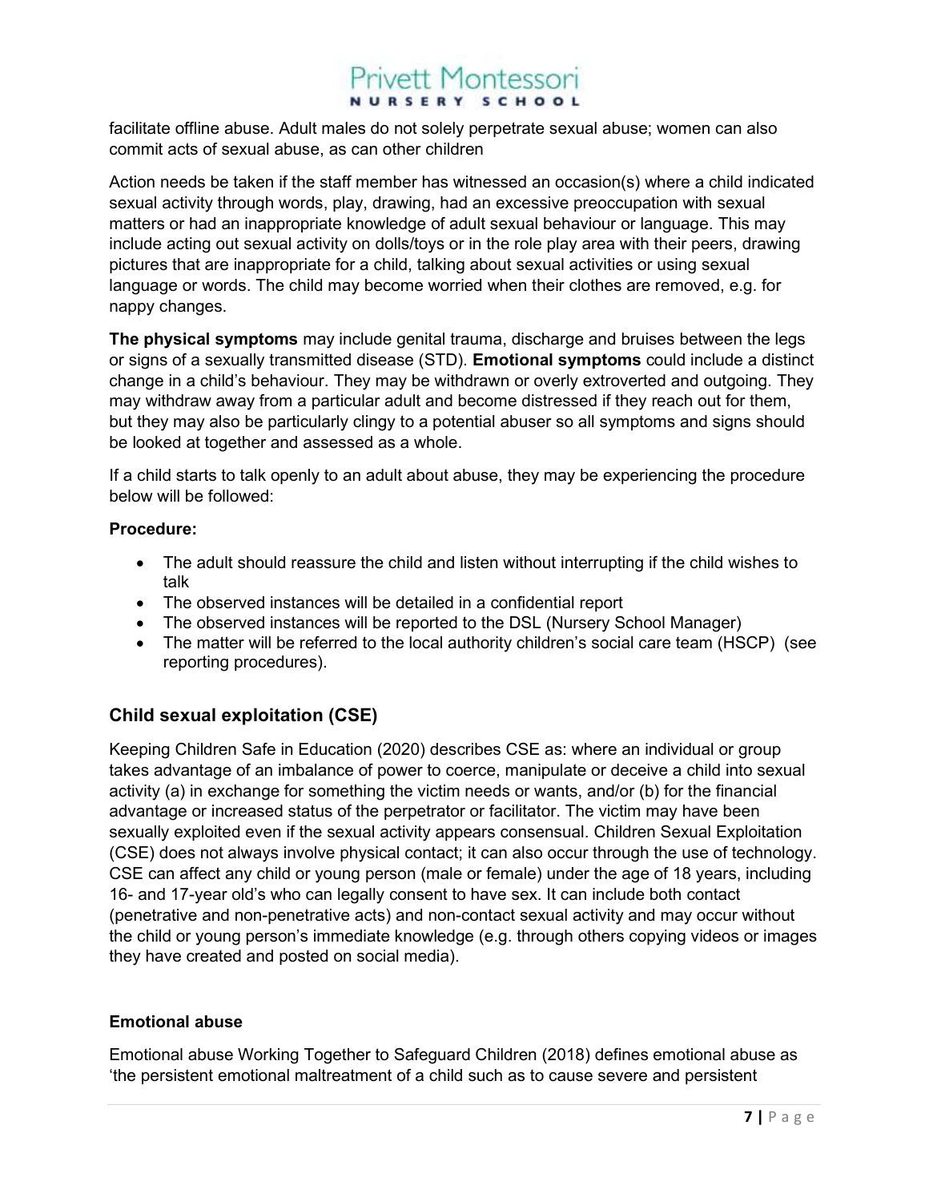facilitate offline abuse. Adult males do not solely perpetrate sexual abuse; women can also commit acts of sexual abuse, as can other children

Action needs be taken if the staff member has witnessed an occasion(s) where a child indicated sexual activity through words, play, drawing, had an excessive preoccupation with sexual matters or had an inappropriate knowledge of adult sexual behaviour or language. This may include acting out sexual activity on dolls/toys or in the role play area with their peers, drawing pictures that are inappropriate for a child, talking about sexual activities or using sexual language or words. The child may become worried when their clothes are removed, e.g. for nappy changes.

**The physical symptoms** may include genital trauma, discharge and bruises between the legs or signs of a sexually transmitted disease (STD). **Emotional symptoms** could include a distinct change in a child's behaviour. They may be withdrawn or overly extroverted and outgoing. They may withdraw away from a particular adult and become distressed if they reach out for them, but they may also be particularly clingy to a potential abuser so all symptoms and signs should be looked at together and assessed as a whole.

If a child starts to talk openly to an adult about abuse, they may be experiencing the procedure below will be followed:

**Procedure:**

- The adult should reassure the child and listen without interrupting if the child wishes to talk
- The observed instances will be detailed in a confidential report
- The observed instances will be reported to the DSL (Nursery School Manager)
- The matter will be referred to the local authority children's social care team (HSCP) (see reporting procedures).

## Child sexual exploitation (CSE)

Keeping Children Safe in Education (2020) describes CSE as: where an individual or group takes advantage of an imbalance of power to coerce, manipulate or deceive a child into sexual activity (a) in exchange for something the victim needs or wants, and/or (b) for the financial advantage or increased status of the perpetrator or facilitator. The victim may have been sexually exploited even if the sexual activity appears consensual. Children Sexual Exploitation (CSE) does not always involve physical contact; it can also occur through the use of technology. CSE can affect any child or young person (male or female) under the age of 18 years, including 16- and 17-year old's who can legally consent to have sex. It can include both contact (penetrative and non-penetrative acts) and non-contact sexual activity and may occur without the child or young person's immediate knowledge (e.g. through others copying videos or images they have created and posted on social media).

### Emotional abuse

Emotional abuse Working Together to Safeguard Children (2018) defines emotional abuse as 'the persistent emotional maltreatment of a child such as to cause severe and persistent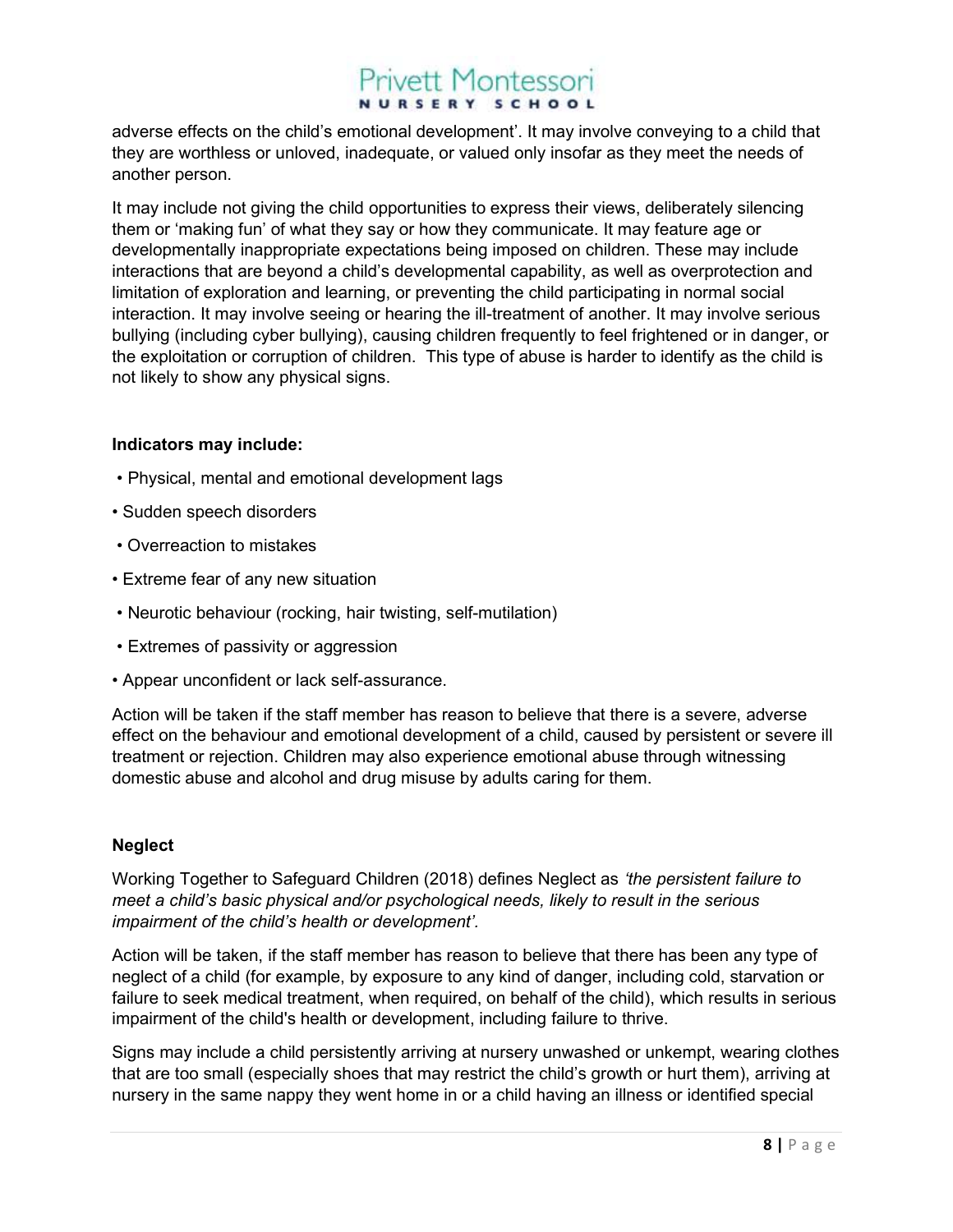adverse effects on the child's emotional development'. It may involve conveying to a child that they are worthless or unloved, inadequate, or valued only insofar as they meet the needs of another person.

It may include not giving the child opportunities to express their views, deliberately silencing them or 'making fun' of what they say or how they communicate. It may feature age or developmentally inappropriate expectations being imposed on children. These may include interactions that are beyond a child's developmental capability, as well as overprotection and limitation of exploration and learning, or preventing the child participating in normal social interaction. It may involve seeing or hearing the ill-treatment of another. It may involve serious bullying (including cyber bullying), causing children frequently to feel frightened or in danger, or the exploitation or corruption of children. This type of abuse is harder to identify as the child is not likely to show any physical signs.

**Indicators may include:**

- Physical, mental and emotional development lags
- Sudden speech disorders
- Overreaction to mistakes
- Extreme fear of any new situation
- Neurotic behaviour (rocking, hair twisting, self-mutilation)
- Extremes of passivity or aggression
- Appear unconfident or lack self-assurance.

Action will be taken if the staff member has reason to believe that there is a severe, adverse effect on the behaviour and emotional development of a child, caused by persistent or severe ill treatment or rejection. Children may also experience emotional abuse through witnessing domestic abuse and alcohol and drug misuse by adults caring for them.

**Neglect**

Working Together to Safeguard Children (2018) defines Neglect as *'the persistent failure to meet a child's basic physical and/or psychological needs, likely to result in the serious impairment of the child's health or development'.*

Action will be taken, if the staff member has reason to believe that there has been any type of neglect of a child (for example, by exposure to any kind of danger, including cold, starvation or failure to seek medical treatment, when required, on behalf of the child), which results in serious impairment of the child's health or development, including failure to thrive.

Signs may include a child persistently arriving at nursery unwashed or unkempt, wearing clothes that are too small (especially shoes that may restrict the child's growth or hurt them), arriving at nursery in the same nappy they went home in or a child having an illness or identified special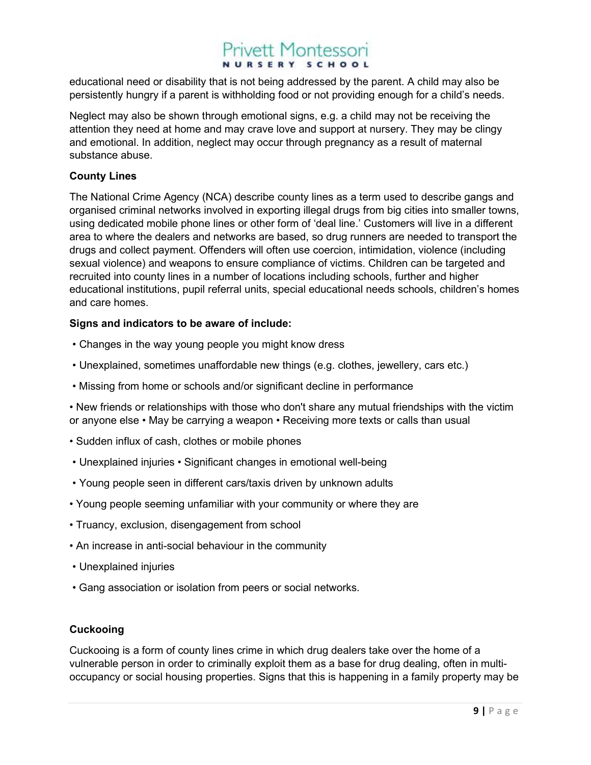educational need or disability that is not being addressed by the parent. A child may also be persistently hungry if a parent is withholding food or not providing enough for a child's needs.

Neglect may also be shown through emotional signs, e.g. a child may not be receiving the attention they need at home and may crave love and support at nursery. They may be clingy and emotional. In addition, neglect may occur through pregnancy as a result of maternal substance abuse.

**County Lines**

The National Crime Agency (NCA) describe county lines as a term used to describe gangs and organised criminal networks involved in exporting illegal drugs from big cities into smaller towns, using dedicated mobile phone lines or other form of 'deal line.' Customers will live in a different area to where the dealers and networks are based, so drug runners are needed to transport the drugs and collect payment. Offenders will often use coercion, intimidation, violence (including sexual violence) and weapons to ensure compliance of victims. Children can be targeted and recruited into county lines in a number of locations including schools, further and higher educational institutions, pupil referral units, special educational needs schools, children's homes and care homes.

**Signs and indicators to be aware of include:**

• Changes in the way young people you might know dress

• Unexplained, sometimes unaffordable new things (e.g. clothes, jewellery, cars etc.)

• Missing from home or schools and/or significant decline in performance

• New friends or relationships with those who don't share any mutual friendships with the victim or anyone else • May be carrying a weapon • Receiving more texts or calls than usual

• Sudden influx of cash, clothes or mobile phones

• Unexplained injuries • Significant changes in emotional well-being

• Young people seen in different cars/taxis driven by unknown adults

• Young people seeming unfamiliar with your community or where they are

• Truancy, exclusion, disengagement from school

• An increase in anti-social behaviour in the community

• Unexplained injuries

• Gang association or isolation from peers or social networks.

**Cuckooing**

Cuckooing is a form of county lines crime in which drug dealers take over the home of a vulnerable person in order to criminally exploit them as a base for drug dealing, often in multi-occupancy or social housing properties. Signs that this is happening in a family property may be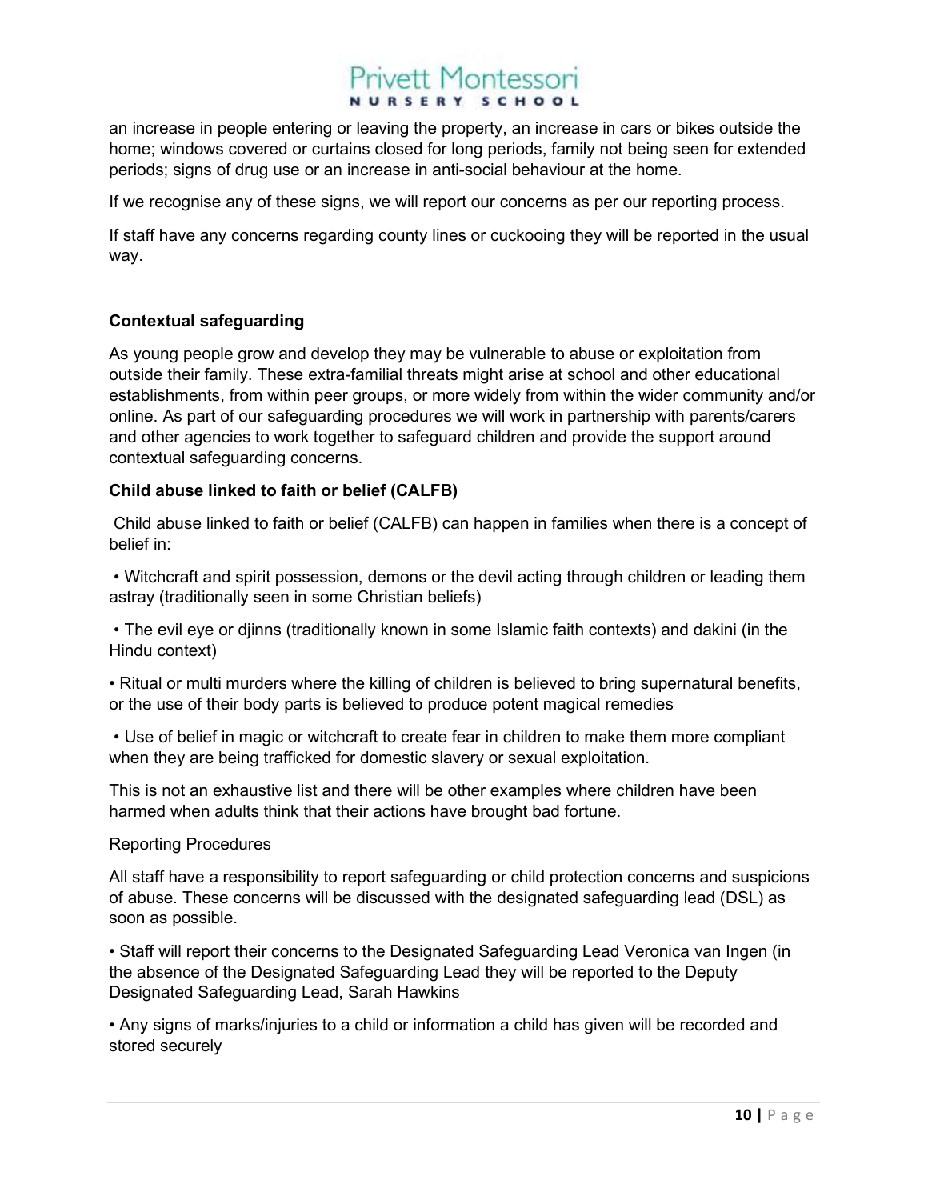an increase in people entering or leaving the property, an increase in cars or bikes outside the home; windows covered or curtains closed for long periods, family not being seen for extended periods; signs of drug use or an increase in anti-social behaviour at the home.

If we recognise any of these signs, we will report our concerns as per our reporting process.

If staff have any concerns regarding county lines or cuckooing they will be reported in the usual way.

**Contextual safeguarding**

As young people grow and develop they may be vulnerable to abuse or exploitation from outside their family. These extra-familial threats might arise at school and other educational establishments, from within peer groups, or more widely from within the wider community and/or online. As part of our safeguarding procedures we will work in partnership with parents/carers and other agencies to work together to safeguard children and provide the support around contextual safeguarding concerns.

**Child abuse linked to faith or belief (CALFB)**

Child abuse linked to faith or belief (CALFB) can happen in families when there is a concept of belief in:

- Witchcraft and spirit possession, demons or the devil acting through children or leading them astray (traditionally seen in some Christian beliefs)
- The evil eye or djinns (traditionally known in some Islamic faith contexts) and dakini (in the Hindu context)
- Ritual or multi murders where the killing of children is believed to bring supernatural benefits, or the use of their body parts is believed to produce potent magical remedies
- Use of belief in magic or witchcraft to create fear in children to make them more compliant when they are being trafficked for domestic slavery or sexual exploitation.

This is not an exhaustive list and there will be other examples where children have been harmed when adults think that their actions have brought bad fortune.

Reporting Procedures

All staff have a responsibility to report safeguarding or child protection concerns and suspicions of abuse. These concerns will be discussed with the designated safeguarding lead (DSL) as soon as possible.

- Staff will report their concerns to the Designated Safeguarding Lead Veronica van Ingen (in the absence of the Designated Safeguarding Lead they will be reported to the Deputy Designated Safeguarding Lead, Sarah Hawkins
- Any signs of marks/injuries to a child or information a child has given will be recorded and stored securely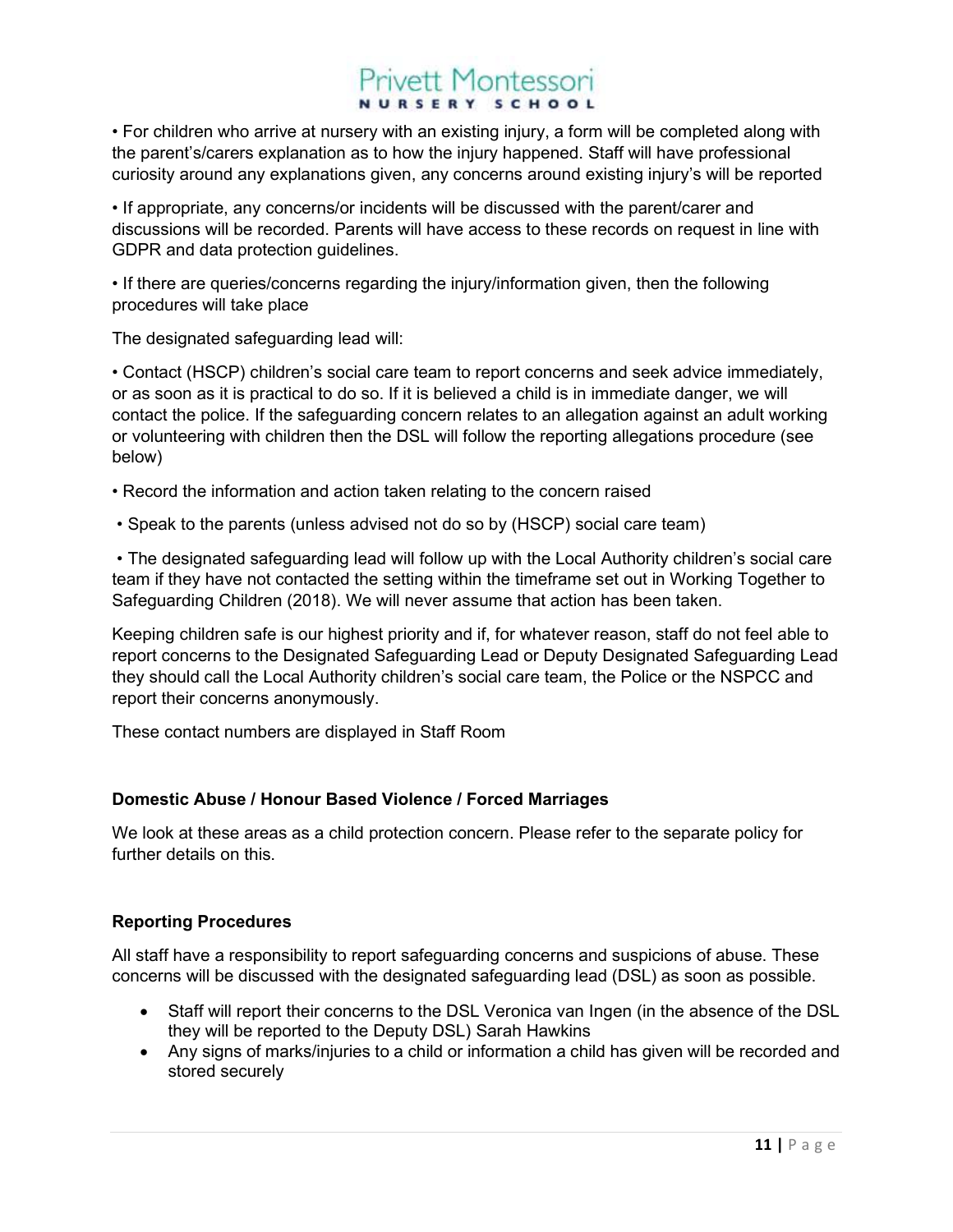• For children who arrive at nursery with an existing injury, a form will be completed along with the parent's/carers explanation as to how the injury happened. Staff will have professional curiosity around any explanations given, any concerns around existing injury's will be reported

• If appropriate, any concerns/or incidents will be discussed with the parent/carer and discussions will be recorded. Parents will have access to these records on request in line with GDPR and data protection guidelines.

• If there are queries/concerns regarding the injury/information given, then the following procedures will take place

The designated safeguarding lead will:

• Contact (HSCP) children's social care team to report concerns and seek advice immediately, or as soon as it is practical to do so. If it is believed a child is in immediate danger, we will contact the police. If the safeguarding concern relates to an allegation against an adult working or volunteering with children then the DSL will follow the reporting allegations procedure (see below)

• Record the information and action taken relating to the concern raised

• Speak to the parents (unless advised not do so by (HSCP) social care team)

• The designated safeguarding lead will follow up with the Local Authority children's social care team if they have not contacted the setting within the timeframe set out in Working Together to Safeguarding Children (2018). We will never assume that action has been taken.

Keeping children safe is our highest priority and if, for whatever reason, staff do not feel able to report concerns to the Designated Safeguarding Lead or Deputy Designated Safeguarding Lead they should call the Local Authority children's social care team, the Police or the NSPCC and report their concerns anonymously.

These contact numbers are displayed in Staff Room

**Domestic Abuse / Honour Based Violence / Forced Marriages**

We look at these areas as a child protection concern. Please refer to the separate policy for further details on this.

**Reporting Procedures**

All staff have a responsibility to report safeguarding concerns and suspicions of abuse. These concerns will be discussed with the designated safeguarding lead (DSL) as soon as possible.

- Staff will report their concerns to the DSL Veronica van Ingen (in the absence of the DSL they will be reported to the Deputy DSL) Sarah Hawkins
- Any signs of marks/injuries to a child or information a child has given will be recorded and stored securely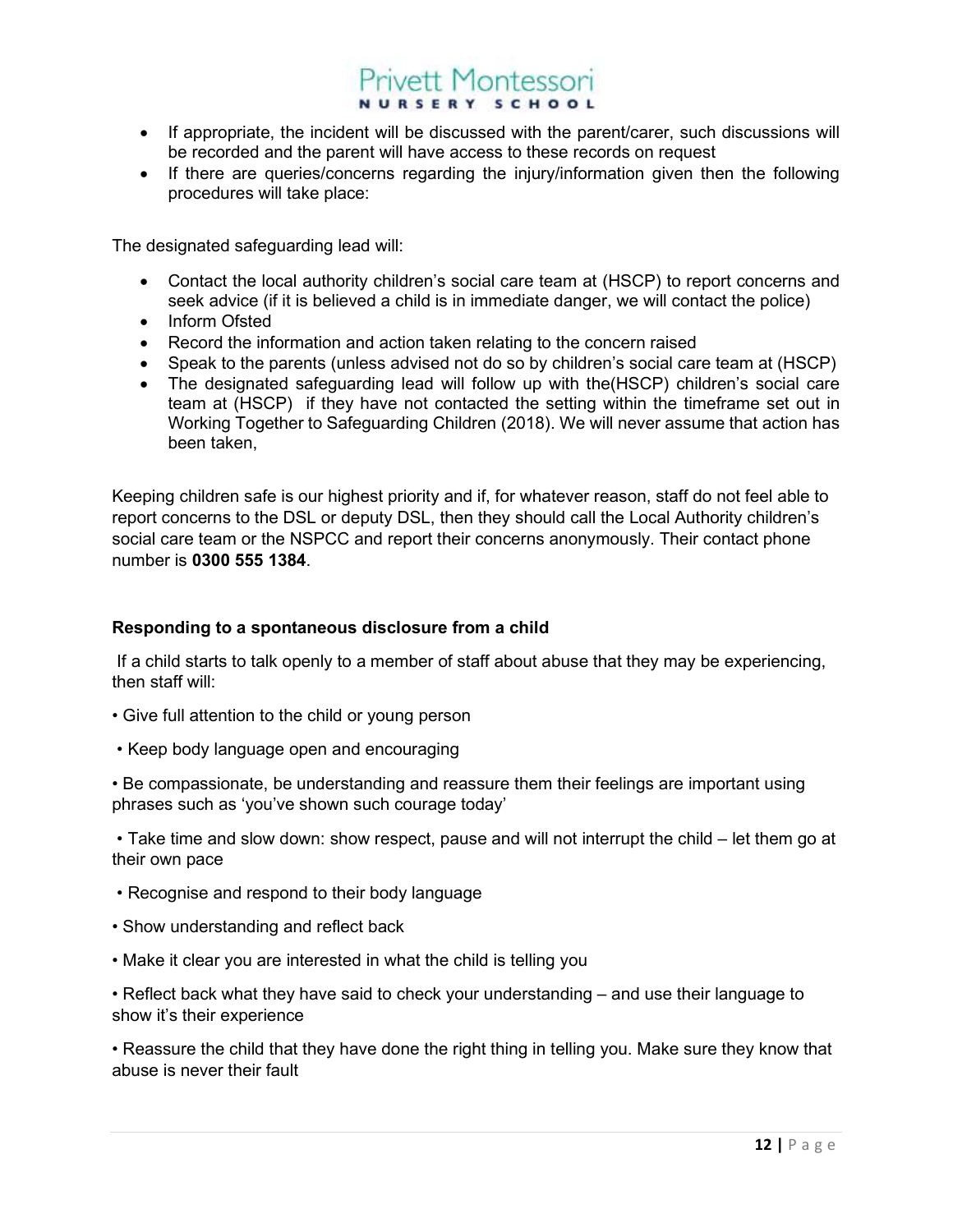- If appropriate, the incident will be discussed with the parent/carer, such discussions will be recorded and the parent will have access to these records on request
- If there are queries/concerns regarding the injury/information given then the following procedures will take place:

The designated safeguarding lead will:

- Contact the local authority children's social care team at (HSCP) to report concerns and seek advice (if it is believed a child is in immediate danger, we will contact the police)
- Inform Ofsted
- Record the information and action taken relating to the concern raised
- Speak to the parents (unless advised not do so by children's social care team at (HSCP)
- The designated safeguarding lead will follow up with the(HSCP) children's social care team at (HSCP) if they have not contacted the setting within the timeframe set out in Working Together to Safeguarding Children (2018). We will never assume that action has been taken,

Keeping children safe is our highest priority and if, for whatever reason, staff do not feel able to report concerns to the DSL or deputy DSL, then they should call the Local Authority children's social care team or the NSPCC and report their concerns anonymously. Their contact phone number is **0300 555 1384**.

**Responding to a spontaneous disclosure from a child**

If a child starts to talk openly to a member of staff about abuse that they may be experiencing, then staff will:

- Give full attention to the child or young person
- Keep body language open and encouraging
- Be compassionate, be understanding and reassure them their feelings are important using phrases such as 'you've shown such courage today'
- Take time and slow down: show respect, pause and will not interrupt the child – let them go at their own pace
- Recognise and respond to their body language
- Show understanding and reflect back
- Make it clear you are interested in what the child is telling you
- Reflect back what they have said to check your understanding – and use their language to show it's their experience
- Reassure the child that they have done the right thing in telling you. Make sure they know that abuse is never their fault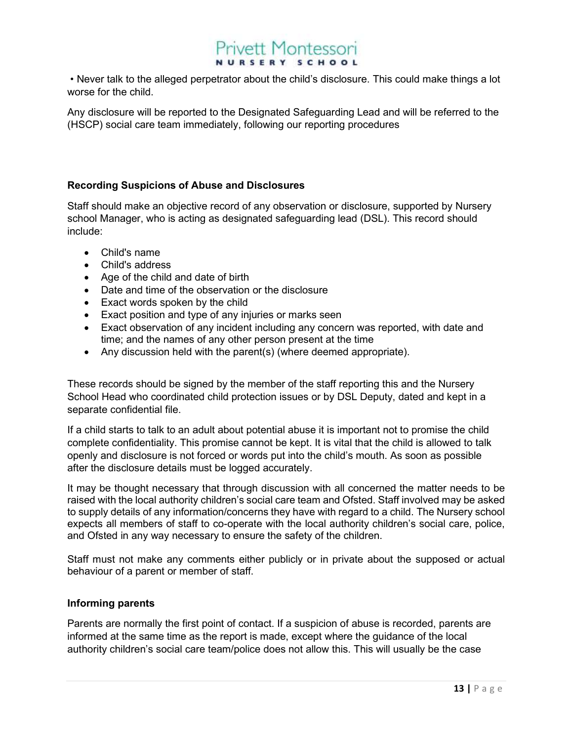• Never talk to the alleged perpetrator about the child's disclosure. This could make things a lot worse for the child.

Any disclosure will be reported to the Designated Safeguarding Lead and will be referred to the (HSCP) social care team immediately, following our reporting procedures

**Recording Suspicions of Abuse and Disclosures**

Staff should make an objective record of any observation or disclosure, supported by Nursery school Manager, who is acting as designated safeguarding lead (DSL). This record should include:

- Child's name
- Child's address
- Age of the child and date of birth
- Date and time of the observation or the disclosure
- Exact words spoken by the child
- Exact position and type of any injuries or marks seen
- Exact observation of any incident including any concern was reported, with date and time; and the names of any other person present at the time
- Any discussion held with the parent(s) (where deemed appropriate).

These records should be signed by the member of the staff reporting this and the Nursery School Head who coordinated child protection issues or by DSL Deputy, dated and kept in a separate confidential file.

If a child starts to talk to an adult about potential abuse it is important not to promise the child complete confidentiality. This promise cannot be kept. It is vital that the child is allowed to talk openly and disclosure is not forced or words put into the child's mouth. As soon as possible after the disclosure details must be logged accurately.

It may be thought necessary that through discussion with all concerned the matter needs to be raised with the local authority children's social care team and Ofsted. Staff involved may be asked to supply details of any information/concerns they have with regard to a child. The Nursery school expects all members of staff to co-operate with the local authority children's social care, police, and Ofsted in any way necessary to ensure the safety of the children.

Staff must not make any comments either publicly or in private about the supposed or actual behaviour of a parent or member of staff.

**Informing parents**

Parents are normally the first point of contact. If a suspicion of abuse is recorded, parents are informed at the same time as the report is made, except where the guidance of the local authority children's social care team/police does not allow this. This will usually be the case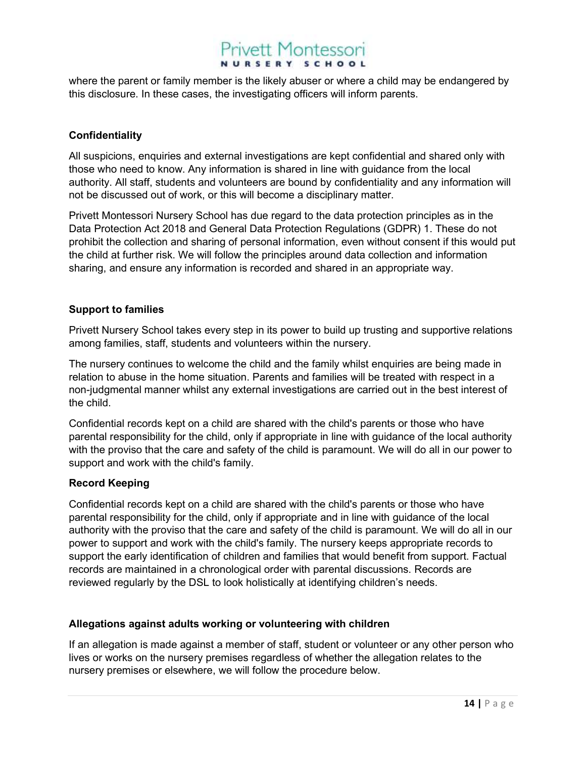where the parent or family member is the likely abuser or where a child may be endangered by this disclosure. In these cases, the investigating officers will inform parents.

**Confidentiality**

All suspicions, enquiries and external investigations are kept confidential and shared only with those who need to know. Any information is shared in line with guidance from the local authority. All staff, students and volunteers are bound by confidentiality and any information will not be discussed out of work, or this will become a disciplinary matter.

Privett Montessori Nursery School has due regard to the data protection principles as in the Data Protection Act 2018 and General Data Protection Regulations (GDPR) 1. These do not prohibit the collection and sharing of personal information, even without consent if this would put the child at further risk. We will follow the principles around data collection and information sharing, and ensure any information is recorded and shared in an appropriate way.

**Support to families**

Privett Nursery School takes every step in its power to build up trusting and supportive relations among families, staff, students and volunteers within the nursery.

The nursery continues to welcome the child and the family whilst enquiries are being made in relation to abuse in the home situation. Parents and families will be treated with respect in a non-judgmental manner whilst any external investigations are carried out in the best interest of the child.

Confidential records kept on a child are shared with the child's parents or those who have parental responsibility for the child, only if appropriate in line with guidance of the local authority with the proviso that the care and safety of the child is paramount. We will do all in our power to support and work with the child's family.

**Record Keeping**

Confidential records kept on a child are shared with the child's parents or those who have parental responsibility for the child, only if appropriate and in line with guidance of the local authority with the proviso that the care and safety of the child is paramount. We will do all in our power to support and work with the child's family. The nursery keeps appropriate records to support the early identification of children and families that would benefit from support. Factual records are maintained in a chronological order with parental discussions. Records are reviewed regularly by the DSL to look holistically at identifying children's needs.

**Allegations against adults working or volunteering with children**

If an allegation is made against a member of staff, student or volunteer or any other person who lives or works on the nursery premises regardless of whether the allegation relates to the nursery premises or elsewhere, we will follow the procedure below.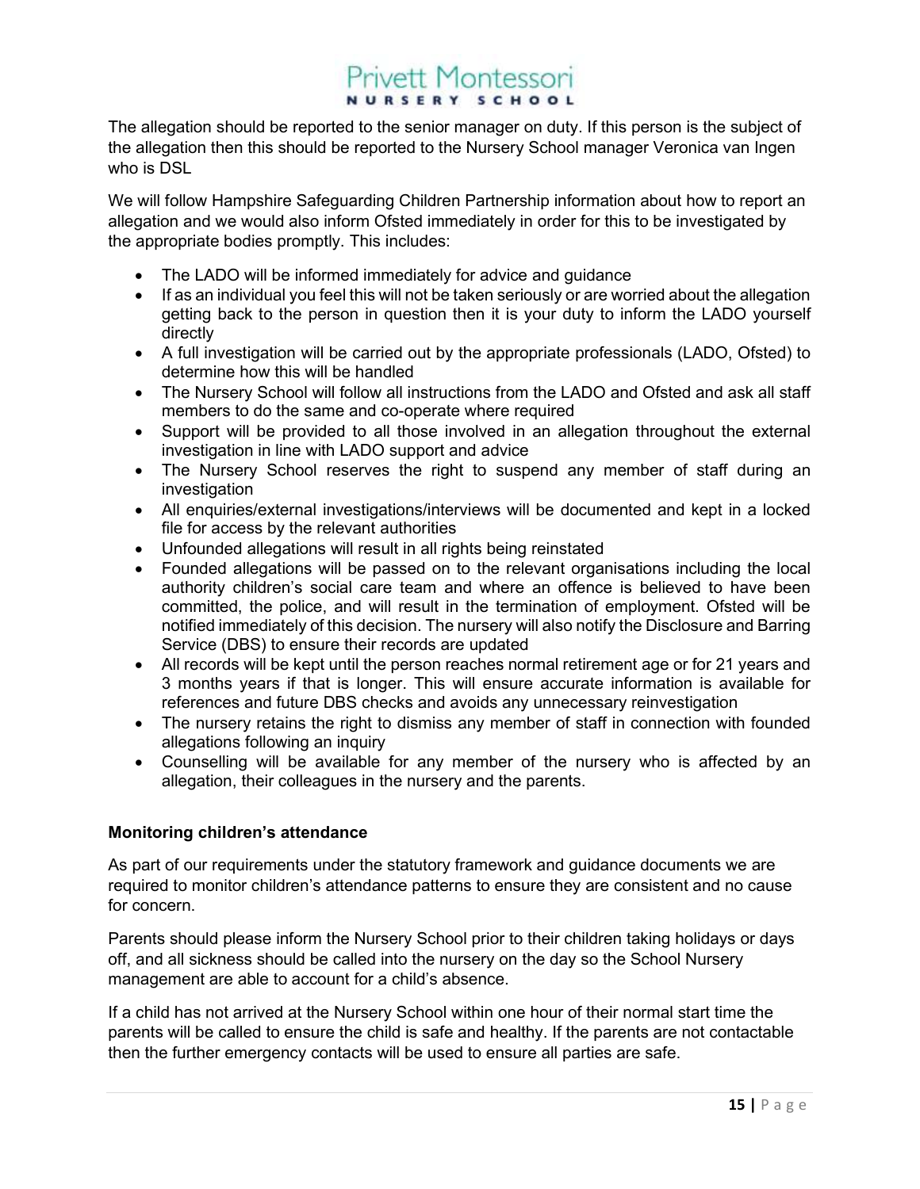The allegation should be reported to the senior manager on duty. If this person is the subject of the allegation then this should be reported to the Nursery School manager Veronica van Ingen who is DSL

We will follow Hampshire Safeguarding Children Partnership information about how to report an allegation and we would also inform Ofsted immediately in order for this to be investigated by the appropriate bodies promptly. This includes:

- The LADO will be informed immediately for advice and guidance
- If as an individual you feel this will not be taken seriously or are worried about the allegation getting back to the person in question then it is your duty to inform the LADO yourself directly
- A full investigation will be carried out by the appropriate professionals (LADO, Ofsted) to determine how this will be handled
- The Nursery School will follow all instructions from the LADO and Ofsted and ask all staff members to do the same and co-operate where required
- Support will be provided to all those involved in an allegation throughout the external investigation in line with LADO support and advice
- The Nursery School reserves the right to suspend any member of staff during an investigation
- All enquiries/external investigations/interviews will be documented and kept in a locked file for access by the relevant authorities
- Unfounded allegations will result in all rights being reinstated
- Founded allegations will be passed on to the relevant organisations including the local authority children's social care team and where an offence is believed to have been committed, the police, and will result in the termination of employment. Ofsted will be notified immediately of this decision. The nursery will also notify the Disclosure and Barring Service (DBS) to ensure their records are updated
- All records will be kept until the person reaches normal retirement age or for 21 years and 3 months years if that is longer. This will ensure accurate information is available for references and future DBS checks and avoids any unnecessary reinvestigation
- The nursery retains the right to dismiss any member of staff in connection with founded allegations following an inquiry
- Counselling will be available for any member of the nursery who is affected by an allegation, their colleagues in the nursery and the parents.

**Monitoring children's attendance**

As part of our requirements under the statutory framework and guidance documents we are required to monitor children's attendance patterns to ensure they are consistent and no cause for concern.

Parents should please inform the Nursery School prior to their children taking holidays or days off, and all sickness should be called into the nursery on the day so the School Nursery management are able to account for a child's absence.

If a child has not arrived at the Nursery School within one hour of their normal start time the parents will be called to ensure the child is safe and healthy. If the parents are not contactable then the further emergency contacts will be used to ensure all parties are safe.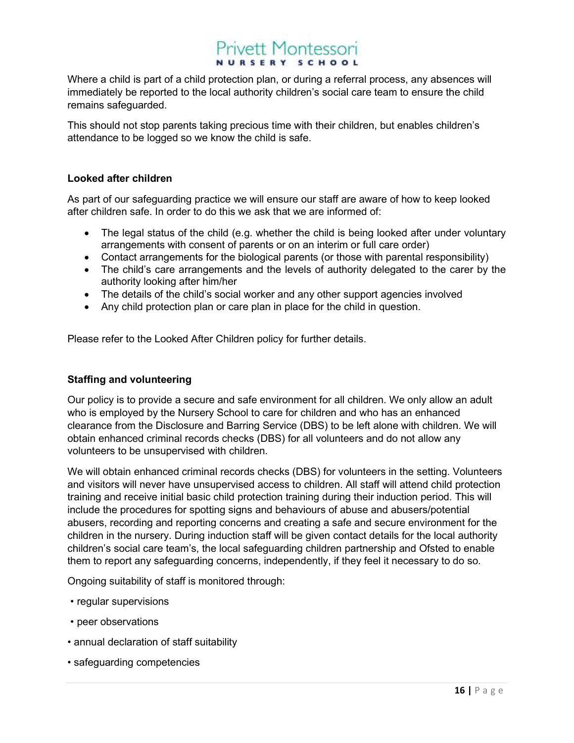Where a child is part of a child protection plan, or during a referral process, any absences will immediately be reported to the local authority children's social care team to ensure the child remains safeguarded.

This should not stop parents taking precious time with their children, but enables children's attendance to be logged so we know the child is safe.

**Looked after children**

As part of our safeguarding practice we will ensure our staff are aware of how to keep looked after children safe. In order to do this we ask that we are informed of:

- The legal status of the child (e.g. whether the child is being looked after under voluntary arrangements with consent of parents or on an interim or full care order)
- Contact arrangements for the biological parents (or those with parental responsibility)
- The child's care arrangements and the levels of authority delegated to the carer by the authority looking after him/her
- The details of the child's social worker and any other support agencies involved
- Any child protection plan or care plan in place for the child in question.

Please refer to the Looked After Children policy for further details.

**Staffing and volunteering**

Our policy is to provide a secure and safe environment for all children. We only allow an adult who is employed by the Nursery School to care for children and who has an enhanced clearance from the Disclosure and Barring Service (DBS) to be left alone with children. We will obtain enhanced criminal records checks (DBS) for all volunteers and do not allow any volunteers to be unsupervised with children.

We will obtain enhanced criminal records checks (DBS) for volunteers in the setting. Volunteers and visitors will never have unsupervised access to children. All staff will attend child protection training and receive initial basic child protection training during their induction period. This will include the procedures for spotting signs and behaviours of abuse and abusers/potential abusers, recording and reporting concerns and creating a safe and secure environment for the children in the nursery. During induction staff will be given contact details for the local authority children's social care team's, the local safeguarding children partnership and Ofsted to enable them to report any safeguarding concerns, independently, if they feel it necessary to do so.

Ongoing suitability of staff is monitored through:

- regular supervisions
- peer observations
- annual declaration of staff suitability
- safeguarding competencies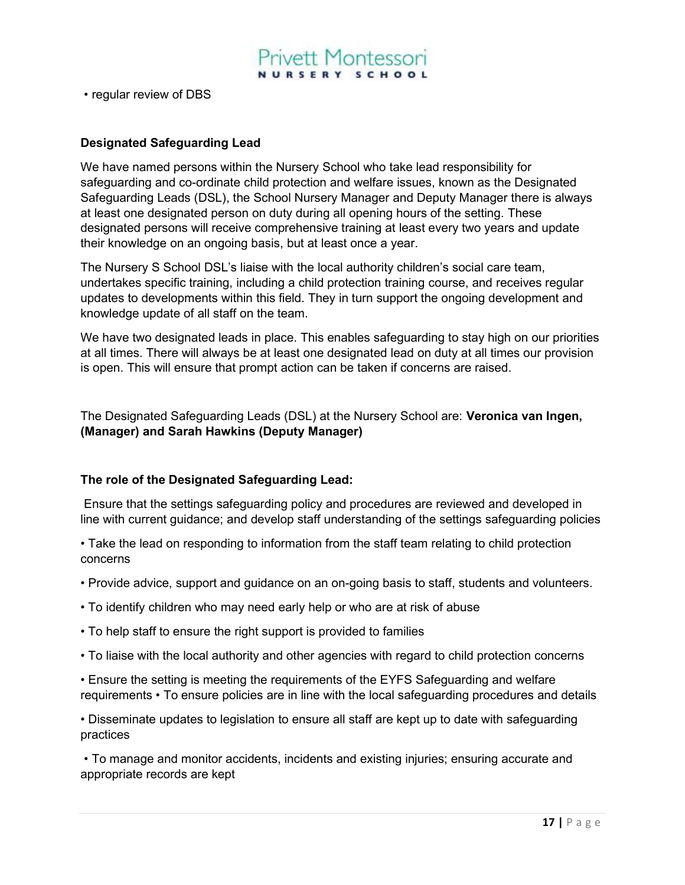- regular review of DBS

**Designated Safeguarding Lead**

We have named persons within the Nursery School who take lead responsibility for safeguarding and co-ordinate child protection and welfare issues, known as the Designated Safeguarding Leads (DSL), the School Nursery Manager and Deputy Manager there is always at least one designated person on duty during all opening hours of the setting. These designated persons will receive comprehensive training at least every two years and update their knowledge on an ongoing basis, but at least once a year.

The Nursery S School DSL's liaise with the local authority children's social care team, undertakes specific training, including a child protection training course, and receives regular updates to developments within this field. They in turn support the ongoing development and knowledge update of all staff on the team.

We have two designated leads in place. This enables safeguarding to stay high on our priorities at all times. There will always be at least one designated lead on duty at all times our provision is open. This will ensure that prompt action can be taken if concerns are raised.

The Designated Safeguarding Leads (DSL) at the Nursery School are: **Veronica van Ingen, (Manager) and Sarah Hawkins (Deputy Manager)**

**The role of the Designated Safeguarding Lead:**

Ensure that the settings safeguarding policy and procedures are reviewed and developed in line with current guidance; and develop staff understanding of the settings safeguarding policies

- Take the lead on responding to information from the staff team relating to child protection concerns
- Provide advice, support and guidance on an on-going basis to staff, students and volunteers.
- To identify children who may need early help or who are at risk of abuse
- To help staff to ensure the right support is provided to families
- To liaise with the local authority and other agencies with regard to child protection concerns
- Ensure the setting is meeting the requirements of the EYFS Safeguarding and welfare requirements • To ensure policies are in line with the local safeguarding procedures and details
- Disseminate updates to legislation to ensure all staff are kept up to date with safeguarding practices
- To manage and monitor accidents, incidents and existing injuries; ensuring accurate and appropriate records are kept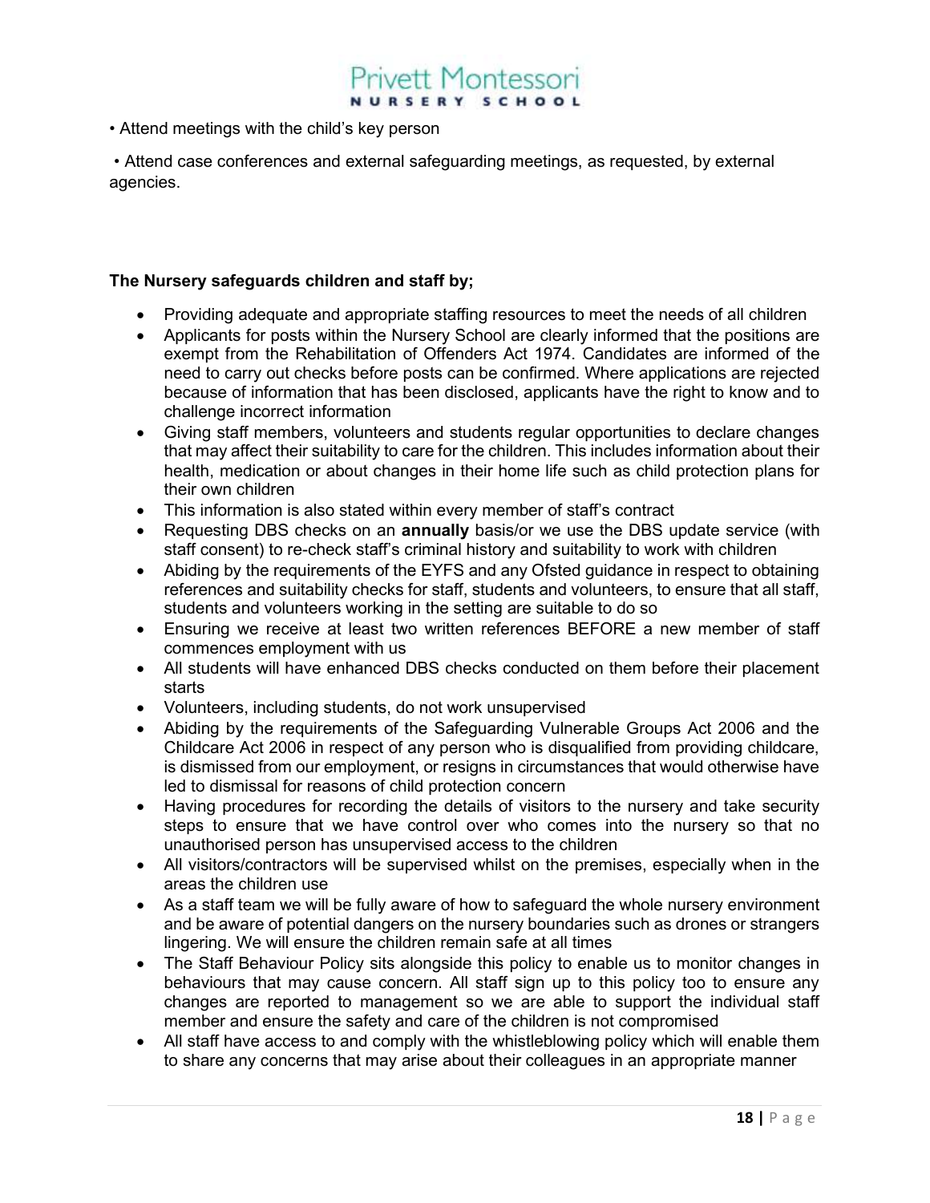- Attend meetings with the child's key person
- Attend case conferences and external safeguarding meetings, as requested, by external agencies.

**The Nursery safeguards children and staff by;**

- Providing adequate and appropriate staffing resources to meet the needs of all children
- Applicants for posts within the Nursery School are clearly informed that the positions are exempt from the Rehabilitation of Offenders Act 1974. Candidates are informed of the need to carry out checks before posts can be confirmed. Where applications are rejected because of information that has been disclosed, applicants have the right to know and to challenge incorrect information
- Giving staff members, volunteers and students regular opportunities to declare changes that may affect their suitability to care for the children. This includes information about their health, medication or about changes in their home life such as child protection plans for their own children
- This information is also stated within every member of staff's contract
- Requesting DBS checks on an **annually** basis/or we use the DBS update service (with staff consent) to re-check staff's criminal history and suitability to work with children
- Abiding by the requirements of the EYFS and any Ofsted guidance in respect to obtaining references and suitability checks for staff, students and volunteers, to ensure that all staff, students and volunteers working in the setting are suitable to do so
- Ensuring we receive at least two written references BEFORE a new member of staff commences employment with us
- All students will have enhanced DBS checks conducted on them before their placement starts
- Volunteers, including students, do not work unsupervised
- Abiding by the requirements of the Safeguarding Vulnerable Groups Act 2006 and the Childcare Act 2006 in respect of any person who is disqualified from providing childcare, is dismissed from our employment, or resigns in circumstances that would otherwise have led to dismissal for reasons of child protection concern
- Having procedures for recording the details of visitors to the nursery and take security steps to ensure that we have control over who comes into the nursery so that no unauthorised person has unsupervised access to the children
- All visitors/contractors will be supervised whilst on the premises, especially when in the areas the children use
- As a staff team we will be fully aware of how to safeguard the whole nursery environment and be aware of potential dangers on the nursery boundaries such as drones or strangers lingering. We will ensure the children remain safe at all times
- The Staff Behaviour Policy sits alongside this policy to enable us to monitor changes in behaviours that may cause concern. All staff sign up to this policy too to ensure any changes are reported to management so we are able to support the individual staff member and ensure the safety and care of the children is not compromised
- All staff have access to and comply with the whistleblowing policy which will enable them to share any concerns that may arise about their colleagues in an appropriate manner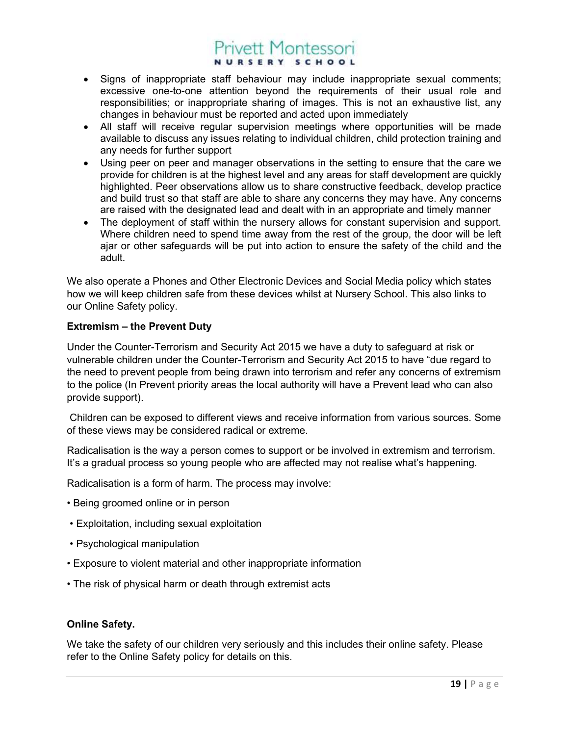- Signs of inappropriate staff behaviour may include inappropriate sexual comments; excessive one-to-one attention beyond the requirements of their usual role and responsibilities; or inappropriate sharing of images. This is not an exhaustive list, any changes in behaviour must be reported and acted upon immediately
- All staff will receive regular supervision meetings where opportunities will be made available to discuss any issues relating to individual children, child protection training and any needs for further support
- Using peer on peer and manager observations in the setting to ensure that the care we provide for children is at the highest level and any areas for staff development are quickly highlighted. Peer observations allow us to share constructive feedback, develop practice and build trust so that staff are able to share any concerns they may have. Any concerns are raised with the designated lead and dealt with in an appropriate and timely manner
- The deployment of staff within the nursery allows for constant supervision and support. Where children need to spend time away from the rest of the group, the door will be left ajar or other safeguards will be put into action to ensure the safety of the child and the adult.

We also operate a Phones and Other Electronic Devices and Social Media policy which states how we will keep children safe from these devices whilst at Nursery School. This also links to our Online Safety policy.

**Extremism – the Prevent Duty**

Under the Counter-Terrorism and Security Act 2015 we have a duty to safeguard at risk or vulnerable children under the Counter-Terrorism and Security Act 2015 to have "due regard to the need to prevent people from being drawn into terrorism and refer any concerns of extremism to the police (In Prevent priority areas the local authority will have a Prevent lead who can also provide support).

Children can be exposed to different views and receive information from various sources. Some of these views may be considered radical or extreme.

Radicalisation is the way a person comes to support or be involved in extremism and terrorism. It's a gradual process so young people who are affected may not realise what's happening.

Radicalisation is a form of harm. The process may involve:

- Being groomed online or in person
- Exploitation, including sexual exploitation
- Psychological manipulation
- Exposure to violent material and other inappropriate information
- The risk of physical harm or death through extremist acts

**Online Safety.**

We take the safety of our children very seriously and this includes their online safety. Please refer to the Online Safety policy for details on this.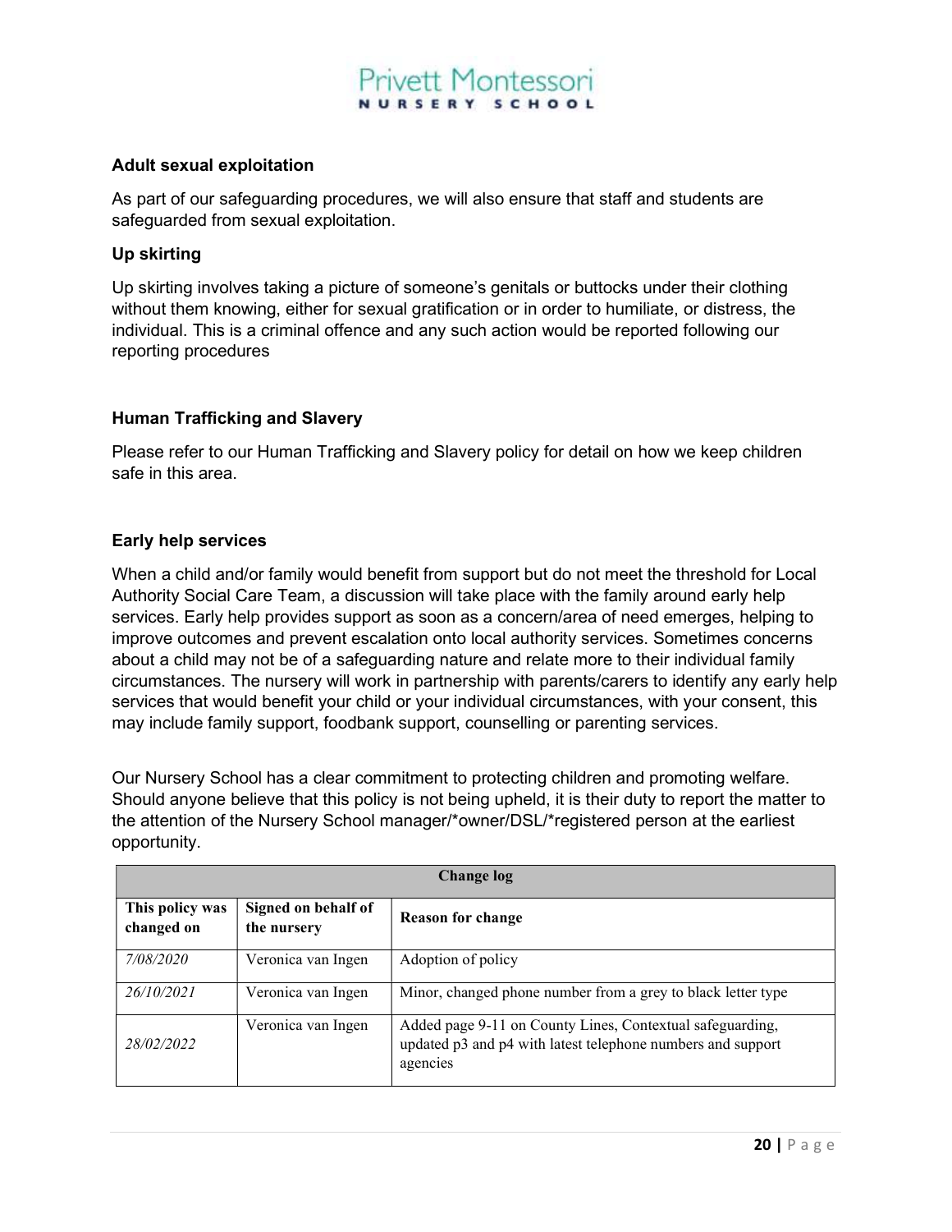### Adult sexual exploitation

As part of our safeguarding procedures, we will also ensure that staff and students are safeguarded from sexual exploitation.

### Up skirting

Up skirting involves taking a picture of someone's genitals or buttocks under their clothing without them knowing, either for sexual gratification or in order to humiliate, or distress, the individual. This is a criminal offence and any such action would be reported following our reporting procedures

### Human Trafficking and Slavery

Please refer to our Human Trafficking and Slavery policy for detail on how we keep children safe in this area.

### Early help services

When a child and/or family would benefit from support but do not meet the threshold for Local Authority Social Care Team, a discussion will take place with the family around early help services. Early help provides support as soon as a concern/area of need emerges, helping to improve outcomes and prevent escalation onto local authority services. Sometimes concerns about a child may not be of a safeguarding nature and relate more to their individual family circumstances. The nursery will work in partnership with parents/carers to identify any early help services that would benefit your child or your individual circumstances, with your consent, this may include family support, foodbank support, counselling or parenting services.

Our Nursery School has a clear commitment to protecting children and promoting welfare. Should anyone believe that this policy is not being upheld, it is their duty to report the matter to the attention of the Nursery School manager/*owner/DSL/*registered person at the earliest opportunity.

| Change log | | |
|---|---|---|
| **This policy was changed on** | **Signed on behalf of the nursery** | **Reason for change** |
| *7/08/2020* | Veronica van Ingen | Adoption of policy |
| *26/10/2021* | Veronica van Ingen | Minor, changed phone number from a grey to black letter type |
| *28/02/2022* | Veronica van Ingen | Added page 9-11 on County Lines, Contextual safeguarding, updated p3 and p4 with latest telephone numbers and support agencies |